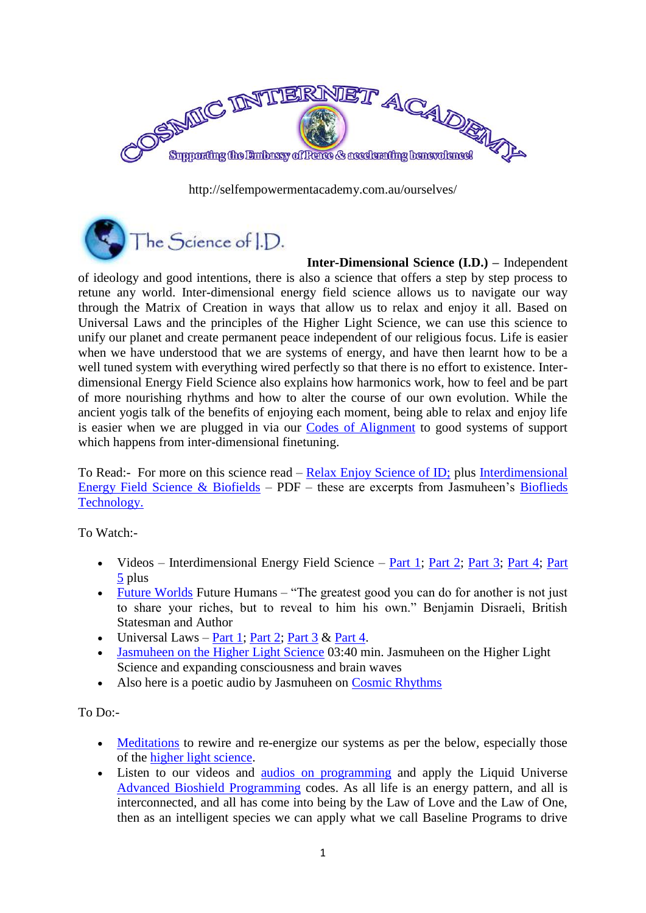# COSMIC INTERNET ACADEMY

Supporting the Embassy of Peace & accelerating benevolence!

http://selfempowermentacademy.com.au/ourselves/

## The Science of I.D.

**Inter-Dimensional Science (I.D.) –** Independent of ideology and good intentions, there is also a science that offers a step by step process to retune any world. Inter-dimensional energy field science allows us to navigate our way through the Matrix of Creation in ways that allow us to relax and enjoy it all. Based on Universal Laws and the principles of the Higher Light Science, we can use this science to unify our planet and create permanent peace independent of our religious focus. Life is easier when we have understood that we are systems of energy, and have then learnt how to be a well tuned system with everything wired perfectly so that there is no effort to existence. Inter-dimensional Energy Field Science also explains how harmonics work, how to feel and be part of more nourishing rhythms and how to alter the course of our own evolution. While the ancient yogis talk of the benefits of enjoying each moment, being able to relax and enjoy life is easier when we are plugged in via our Codes of Alignment to good systems of support which happens from inter-dimensional finetuning.

To Read:- For more on this science read – Relax Enjoy Science of ID; plus Interdimensional Energy Field Science & Biofields – PDF – these are excerpts from Jasmuheen's Biofleids Technology.

To Watch:-

- Videos – Interdimensional Energy Field Science – Part 1; Part 2; Part 3; Part 4; Part 5 plus
- Future Worlds Future Humans – "The greatest good you can do for another is not just to share your riches, but to reveal to him his own." Benjamin Disraeli, British Statesman and Author
- Universal Laws – Part 1; Part 2; Part 3 & Part 4.
- Jasmuheen on the Higher Light Science 03:40 min. Jasmuheen on the Higher Light Science and expanding consciousness and brain waves
- Also here is a poetic audio by Jasmuheen on Cosmic Rhythms

To Do:-

- Meditations to rewire and re-energize our systems as per the below, especially those of the higher light science.
- Listen to our videos and audios on programming and apply the Liquid Universe Advanced Bioshield Programming codes. As all life is an energy pattern, and all is interconnected, and all has come into being by the Law of Love and the Law of One, then as an intelligent species we can apply what we call Baseline Programs to drive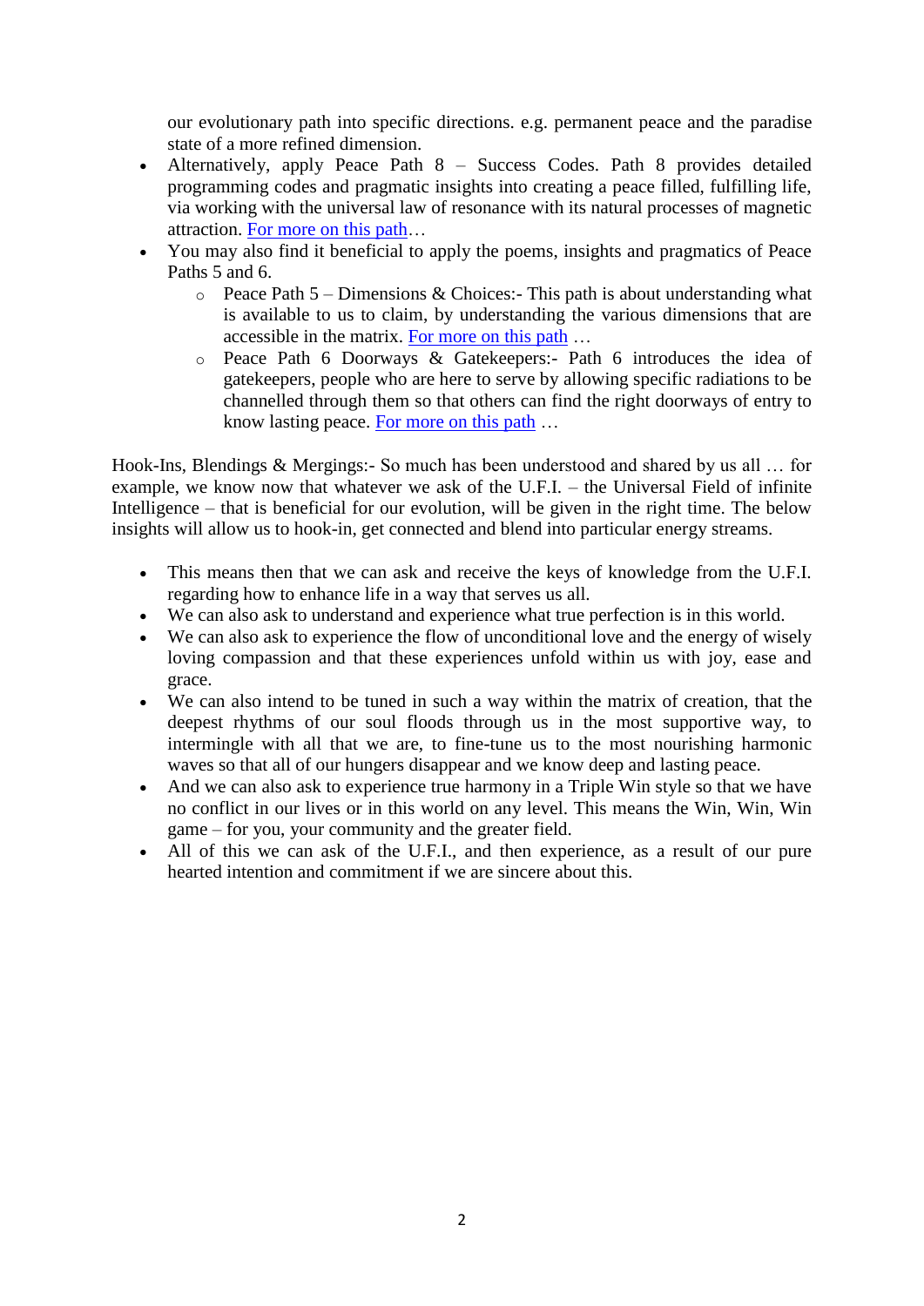our evolutionary path into specific directions. e.g. permanent peace and the paradise state of a more refined dimension.

- Alternatively, apply Peace Path 8 – Success Codes. Path 8 provides detailed programming codes and pragmatic insights into creating a peace filled, fulfilling life, via working with the universal law of resonance with its natural processes of magnetic attraction. For more on this path…
- You may also find it beneficial to apply the poems, insights and pragmatics of Peace Paths 5 and 6.
    - Peace Path 5 – Dimensions & Choices:- This path is about understanding what is available to us to claim, by understanding the various dimensions that are accessible in the matrix. For more on this path …
    - Peace Path 6 Doorways & Gatekeepers:- Path 6 introduces the idea of gatekeepers, people who are here to serve by allowing specific radiations to be channelled through them so that others can find the right doorways of entry to know lasting peace. For more on this path …

Hook-Ins, Blendings & Mergings:- So much has been understood and shared by us all … for example, we know now that whatever we ask of the U.F.I. – the Universal Field of infinite Intelligence – that is beneficial for our evolution, will be given in the right time. The below insights will allow us to hook-in, get connected and blend into particular energy streams.

- This means then that we can ask and receive the keys of knowledge from the U.F.I. regarding how to enhance life in a way that serves us all.
- We can also ask to understand and experience what true perfection is in this world.
- We can also ask to experience the flow of unconditional love and the energy of wisely loving compassion and that these experiences unfold within us with joy, ease and grace.
- We can also intend to be tuned in such a way within the matrix of creation, that the deepest rhythms of our soul floods through us in the most supportive way, to intermingle with all that we are, to fine-tune us to the most nourishing harmonic waves so that all of our hungers disappear and we know deep and lasting peace.
- And we can also ask to experience true harmony in a Triple Win style so that we have no conflict in our lives or in this world on any level. This means the Win, Win, Win game – for you, your community and the greater field.
- All of this we can ask of the U.F.I., and then experience, as a result of our pure hearted intention and commitment if we are sincere about this.